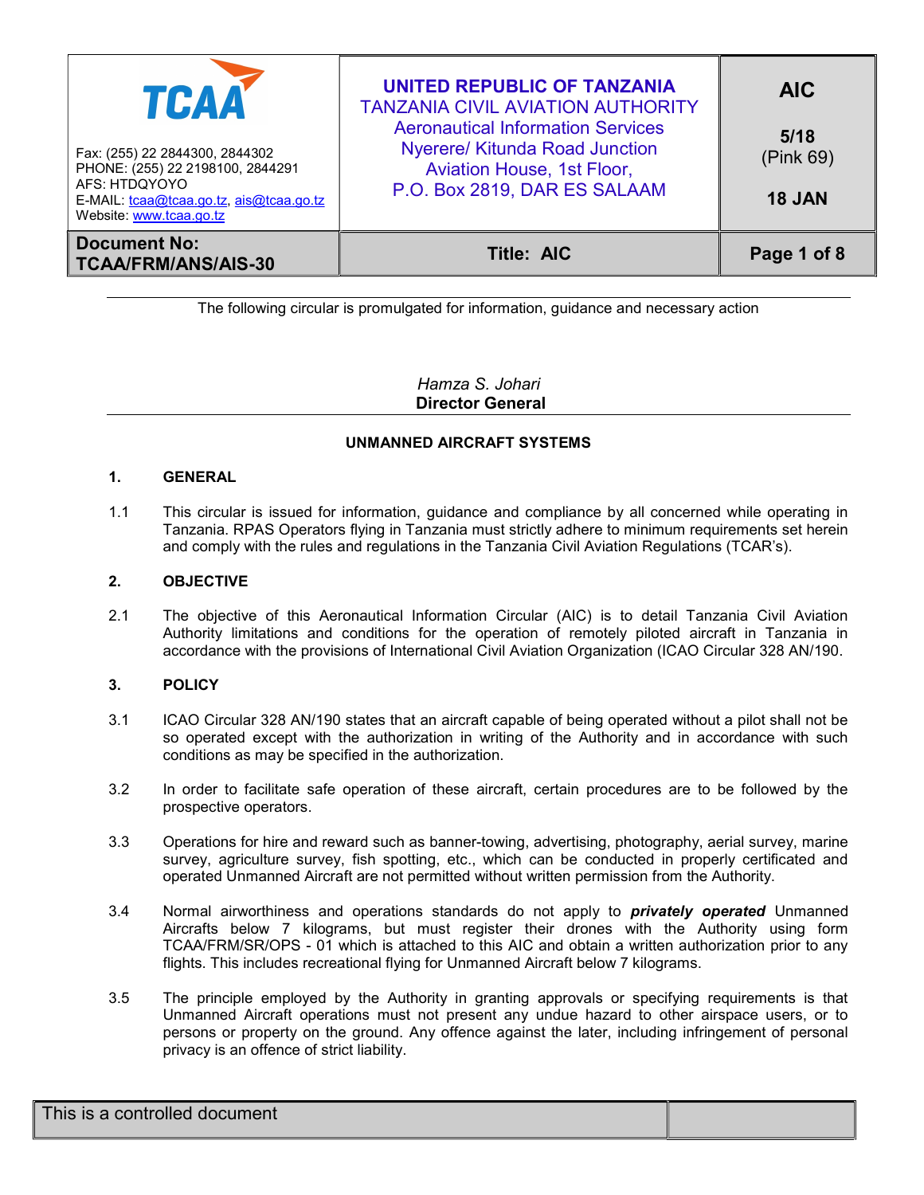| TCAA<br>Fax: (255) 22 2844300, 2844302<br>PHONE: (255) 22 2198100, 2844291<br>AFS: HTDQYOYO<br>E-MAIL: tcaa@tcaa.go.tz, ais@tcaa.go.tz<br>Website: www.tcaa.go.tz | **UNITED REPUBLIC OF TANZANIA**<br>TANZANIA CIVIL AVIATION AUTHORITY<br>Aeronautical Information Services<br>Nyerere/ Kitunda Road Junction<br>Aviation House, 1st Floor,<br>P.O. Box 2819, DAR ES SALAAM | **AIC**<br><br>**5/18**<br>(Pink 69)<br><br>**18 JAN** |
|---|---|---|
| **Document No: TCAA/FRM/ANS/AIS-30** | **Title: AIC** | |

The following circular is promulgated for information, guidance and necessary action

*Hamza S. Johari*
**Director General**

## UNMANNED AIRCRAFT SYSTEMS

### 1. GENERAL

1.1 This circular is issued for information, guidance and compliance by all concerned while operating in Tanzania. RPAS Operators flying in Tanzania must strictly adhere to minimum requirements set herein and comply with the rules and regulations in the Tanzania Civil Aviation Regulations (TCAR's).

### 2. OBJECTIVE

2.1 The objective of this Aeronautical Information Circular (AIC) is to detail Tanzania Civil Aviation Authority limitations and conditions for the operation of remotely piloted aircraft in Tanzania in accordance with the provisions of International Civil Aviation Organization (ICAO Circular 328 AN/190.

### 3. POLICY

3.1 ICAO Circular 328 AN/190 states that an aircraft capable of being operated without a pilot shall not be so operated except with the authorization in writing of the Authority and in accordance with such conditions as may be specified in the authorization.

3.2 In order to facilitate safe operation of these aircraft, certain procedures are to be followed by the prospective operators.

3.3 Operations for hire and reward such as banner-towing, advertising, photography, aerial survey, marine survey, agriculture survey, fish spotting, etc., which can be conducted in properly certificated and operated Unmanned Aircraft are not permitted without written permission from the Authority.

3.4 Normal airworthiness and operations standards do not apply to ***privately operated*** Unmanned Aircrafts below 7 kilograms, but must register their drones with the Authority using form TCAA/FRM/SR/OPS - 01 which is attached to this AIC and obtain a written authorization prior to any flights. This includes recreational flying for Unmanned Aircraft below 7 kilograms.

3.5 The principle employed by the Authority in granting approvals or specifying requirements is that Unmanned Aircraft operations must not present any undue hazard to other airspace users, or to persons or property on the ground. Any offence against the later, including infringement of personal privacy is an offence of strict liability.

This is a controlled document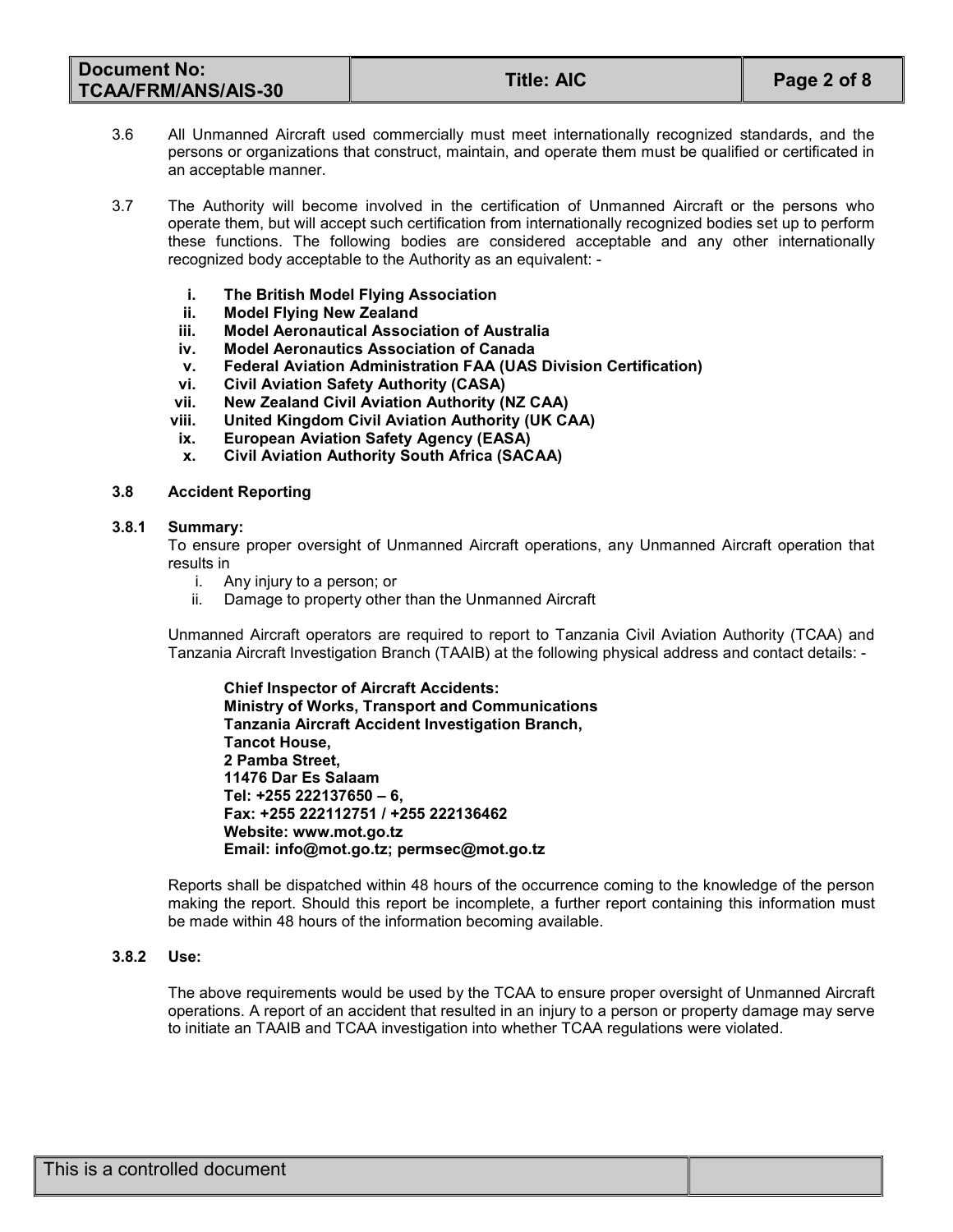3.6 All Unmanned Aircraft used commercially must meet internationally recognized standards, and the persons or organizations that construct, maintain, and operate them must be qualified or certificated in an acceptable manner.

3.7 The Authority will become involved in the certification of Unmanned Aircraft or the persons who operate them, but will accept such certification from internationally recognized bodies set up to perform these functions. The following bodies are considered acceptable and any other internationally recognized body acceptable to the Authority as an equivalent: -

i. **The British Model Flying Association**
ii. **Model Flying New Zealand**
iii. **Model Aeronautical Association of Australia**
iv. **Model Aeronautics Association of Canada**
v. **Federal Aviation Administration FAA (UAS Division Certification)**
vi. **Civil Aviation Safety Authority (CASA)**
vii. **New Zealand Civil Aviation Authority (NZ CAA)**
viii. **United Kingdom Civil Aviation Authority (UK CAA)**
ix. **European Aviation Safety Agency (EASA)**
x. **Civil Aviation Authority South Africa (SACAA)**

### 3.8 Accident Reporting

#### 3.8.1 Summary:

To ensure proper oversight of Unmanned Aircraft operations, any Unmanned Aircraft operation that results in

i. Any injury to a person; or
ii. Damage to property other than the Unmanned Aircraft

Unmanned Aircraft operators are required to report to Tanzania Civil Aviation Authority (TCAA) and Tanzania Aircraft Investigation Branch (TAAIB) at the following physical address and contact details: -

**Chief Inspector of Aircraft Accidents:**
**Ministry of Works, Transport and Communications**
**Tanzania Aircraft Accident Investigation Branch,**
**Tancot House,**
**2 Pamba Street,**
**11476 Dar Es Salaam**
**Tel: +255 222137650 – 6,**
**Fax: +255 222112751 / +255 222136462**
**Website: www.mot.go.tz**
**Email: info@mot.go.tz; permsec@mot.go.tz**

Reports shall be dispatched within 48 hours of the occurrence coming to the knowledge of the person making the report. Should this report be incomplete, a further report containing this information must be made within 48 hours of the information becoming available.

#### 3.8.2 Use:

The above requirements would be used by the TCAA to ensure proper oversight of Unmanned Aircraft operations. A report of an accident that resulted in an injury to a person or property damage may serve to initiate an TAAIB and TCAA investigation into whether TCAA regulations were violated.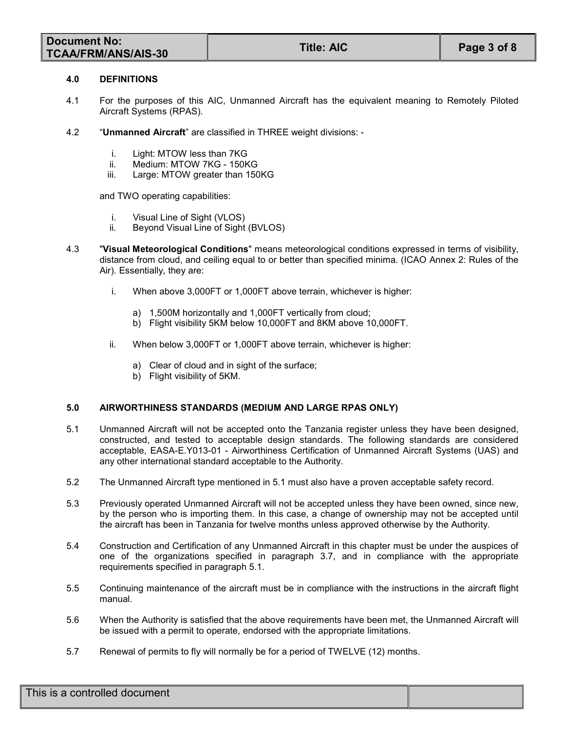## 4.0 DEFINITIONS

4.1 For the purposes of this AIC, Unmanned Aircraft has the equivalent meaning to Remotely Piloted Aircraft Systems (RPAS).

4.2 "**Unmanned Aircraft**" are classified in THREE weight divisions: -

i. Light: MTOW less than 7KG
ii. Medium: MTOW 7KG - 150KG
iii. Large: MTOW greater than 150KG

and TWO operating capabilities:

i. Visual Line of Sight (VLOS)
ii. Beyond Visual Line of Sight (BVLOS)

4.3 "**Visual Meteorological Conditions**" means meteorological conditions expressed in terms of visibility, distance from cloud, and ceiling equal to or better than specified minima. (ICAO Annex 2: Rules of the Air). Essentially, they are:

i. When above 3,000FT or 1,000FT above terrain, whichever is higher:

   a) 1,500M horizontally and 1,000FT vertically from cloud;
   b) Flight visibility 5KM below 10,000FT and 8KM above 10,000FT.

ii. When below 3,000FT or 1,000FT above terrain, whichever is higher:

   a) Clear of cloud and in sight of the surface;
   b) Flight visibility of 5KM.

## 5.0 AIRWORTHINESS STANDARDS (MEDIUM AND LARGE RPAS ONLY)

5.1 Unmanned Aircraft will not be accepted onto the Tanzania register unless they have been designed, constructed, and tested to acceptable design standards. The following standards are considered acceptable, EASA-E.Y013-01 - Airworthiness Certification of Unmanned Aircraft Systems (UAS) and any other international standard acceptable to the Authority.

5.2 The Unmanned Aircraft type mentioned in 5.1 must also have a proven acceptable safety record.

5.3 Previously operated Unmanned Aircraft will not be accepted unless they have been owned, since new, by the person who is importing them. In this case, a change of ownership may not be accepted until the aircraft has been in Tanzania for twelve months unless approved otherwise by the Authority.

5.4 Construction and Certification of any Unmanned Aircraft in this chapter must be under the auspices of one of the organizations specified in paragraph 3.7, and in compliance with the appropriate requirements specified in paragraph 5.1.

5.5 Continuing maintenance of the aircraft must be in compliance with the instructions in the aircraft flight manual.

5.6 When the Authority is satisfied that the above requirements have been met, the Unmanned Aircraft will be issued with a permit to operate, endorsed with the appropriate limitations.

5.7 Renewal of permits to fly will normally be for a period of TWELVE (12) months.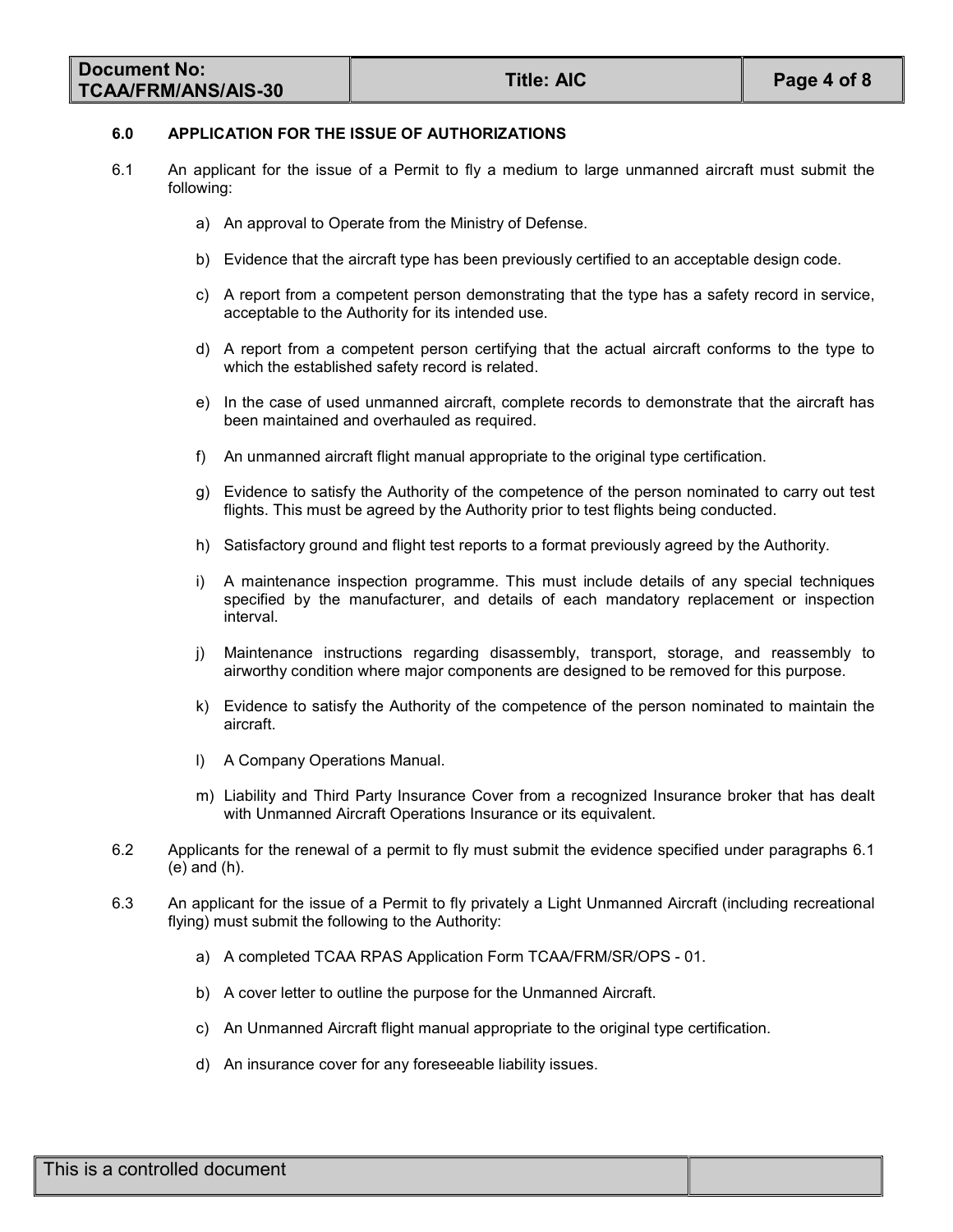## 6.0 APPLICATION FOR THE ISSUE OF AUTHORIZATIONS

6.1 An applicant for the issue of a Permit to fly a medium to large unmanned aircraft must submit the following:

a) An approval to Operate from the Ministry of Defense.

b) Evidence that the aircraft type has been previously certified to an acceptable design code.

c) A report from a competent person demonstrating that the type has a safety record in service, acceptable to the Authority for its intended use.

d) A report from a competent person certifying that the actual aircraft conforms to the type to which the established safety record is related.

e) In the case of used unmanned aircraft, complete records to demonstrate that the aircraft has been maintained and overhauled as required.

f) An unmanned aircraft flight manual appropriate to the original type certification.

g) Evidence to satisfy the Authority of the competence of the person nominated to carry out test flights. This must be agreed by the Authority prior to test flights being conducted.

h) Satisfactory ground and flight test reports to a format previously agreed by the Authority.

i) A maintenance inspection programme. This must include details of any special techniques specified by the manufacturer, and details of each mandatory replacement or inspection interval.

j) Maintenance instructions regarding disassembly, transport, storage, and reassembly to airworthy condition where major components are designed to be removed for this purpose.

k) Evidence to satisfy the Authority of the competence of the person nominated to maintain the aircraft.

l) A Company Operations Manual.

m) Liability and Third Party Insurance Cover from a recognized Insurance broker that has dealt with Unmanned Aircraft Operations Insurance or its equivalent.

6.2 Applicants for the renewal of a permit to fly must submit the evidence specified under paragraphs 6.1 (e) and (h).

6.3 An applicant for the issue of a Permit to fly privately a Light Unmanned Aircraft (including recreational flying) must submit the following to the Authority:

a) A completed TCAA RPAS Application Form TCAA/FRM/SR/OPS - 01.

b) A cover letter to outline the purpose for the Unmanned Aircraft.

c) An Unmanned Aircraft flight manual appropriate to the original type certification.

d) An insurance cover for any foreseeable liability issues.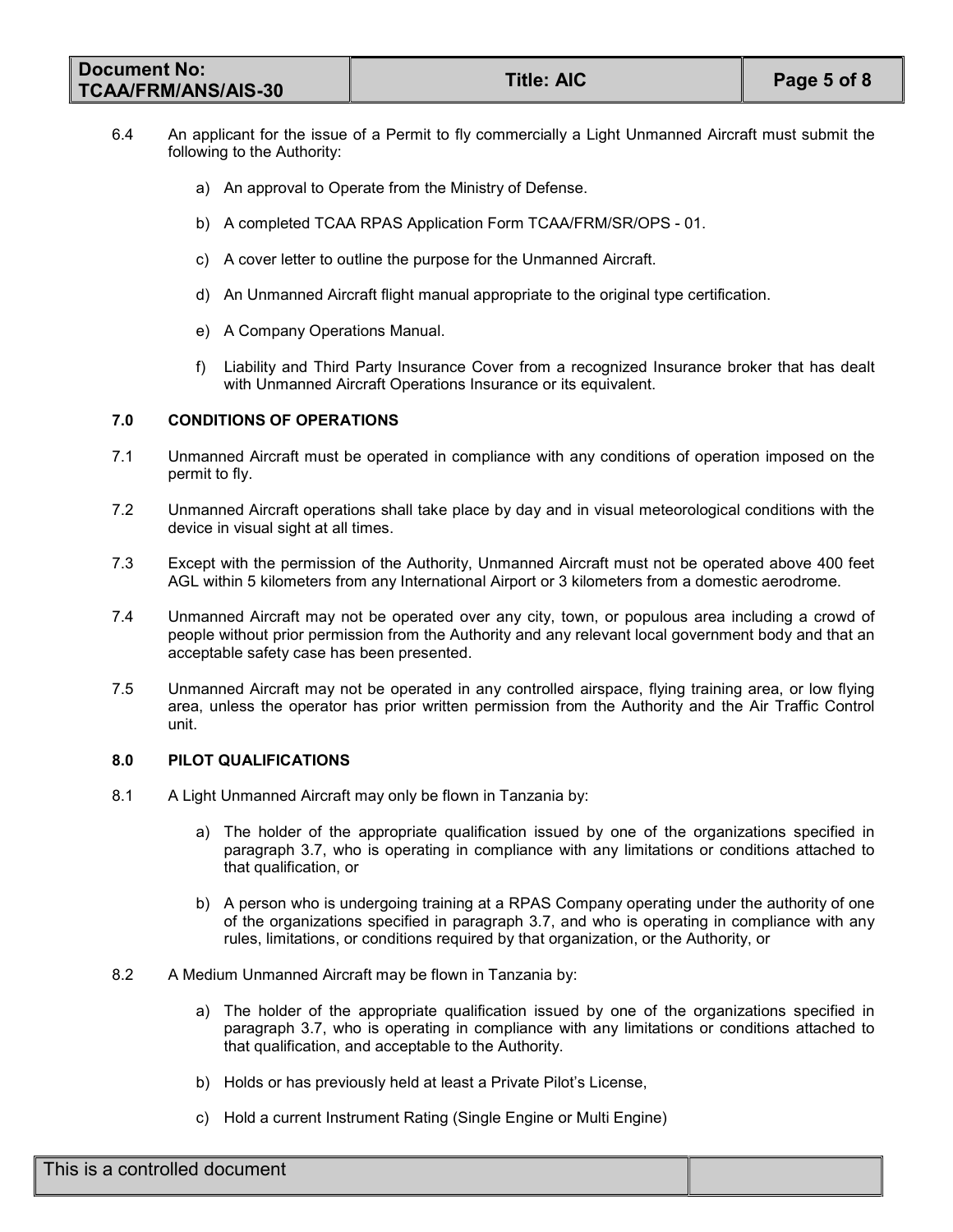6.4 An applicant for the issue of a Permit to fly commercially a Light Unmanned Aircraft must submit the following to the Authority:

a) An approval to Operate from the Ministry of Defense.

b) A completed TCAA RPAS Application Form TCAA/FRM/SR/OPS - 01.

c) A cover letter to outline the purpose for the Unmanned Aircraft.

d) An Unmanned Aircraft flight manual appropriate to the original type certification.

e) A Company Operations Manual.

f) Liability and Third Party Insurance Cover from a recognized Insurance broker that has dealt with Unmanned Aircraft Operations Insurance or its equivalent.

## 7.0 CONDITIONS OF OPERATIONS

7.1 Unmanned Aircraft must be operated in compliance with any conditions of operation imposed on the permit to fly.

7.2 Unmanned Aircraft operations shall take place by day and in visual meteorological conditions with the device in visual sight at all times.

7.3 Except with the permission of the Authority, Unmanned Aircraft must not be operated above 400 feet AGL within 5 kilometers from any International Airport or 3 kilometers from a domestic aerodrome.

7.4 Unmanned Aircraft may not be operated over any city, town, or populous area including a crowd of people without prior permission from the Authority and any relevant local government body and that an acceptable safety case has been presented.

7.5 Unmanned Aircraft may not be operated in any controlled airspace, flying training area, or low flying area, unless the operator has prior written permission from the Authority and the Air Traffic Control unit.

## 8.0 PILOT QUALIFICATIONS

8.1 A Light Unmanned Aircraft may only be flown in Tanzania by:

a) The holder of the appropriate qualification issued by one of the organizations specified in paragraph 3.7, who is operating in compliance with any limitations or conditions attached to that qualification, or

b) A person who is undergoing training at a RPAS Company operating under the authority of one of the organizations specified in paragraph 3.7, and who is operating in compliance with any rules, limitations, or conditions required by that organization, or the Authority, or

8.2 A Medium Unmanned Aircraft may be flown in Tanzania by:

a) The holder of the appropriate qualification issued by one of the organizations specified in paragraph 3.7, who is operating in compliance with any limitations or conditions attached to that qualification, and acceptable to the Authority.

b) Holds or has previously held at least a Private Pilot's License,

c) Hold a current Instrument Rating (Single Engine or Multi Engine)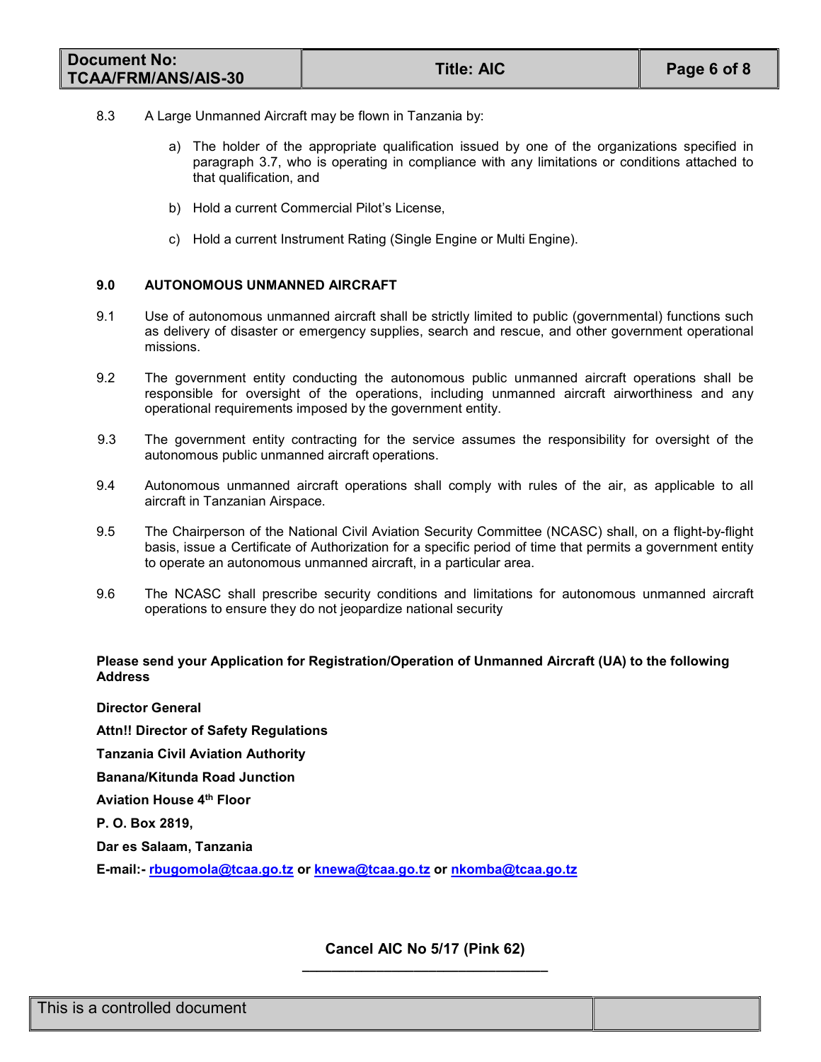8.3 A Large Unmanned Aircraft may be flown in Tanzania by:

a) The holder of the appropriate qualification issued by one of the organizations specified in paragraph 3.7, who is operating in compliance with any limitations or conditions attached to that qualification, and

b) Hold a current Commercial Pilot's License,

c) Hold a current Instrument Rating (Single Engine or Multi Engine).

## 9.0 AUTONOMOUS UNMANNED AIRCRAFT

9.1 Use of autonomous unmanned aircraft shall be strictly limited to public (governmental) functions such as delivery of disaster or emergency supplies, search and rescue, and other government operational missions.

9.2 The government entity conducting the autonomous public unmanned aircraft operations shall be responsible for oversight of the operations, including unmanned aircraft airworthiness and any operational requirements imposed by the government entity.

9.3 The government entity contracting for the service assumes the responsibility for oversight of the autonomous public unmanned aircraft operations.

9.4 Autonomous unmanned aircraft operations shall comply with rules of the air, as applicable to all aircraft in Tanzanian Airspace.

9.5 The Chairperson of the National Civil Aviation Security Committee (NCASC) shall, on a flight-by-flight basis, issue a Certificate of Authorization for a specific period of time that permits a government entity to operate an autonomous unmanned aircraft, in a particular area.

9.6 The NCASC shall prescribe security conditions and limitations for autonomous unmanned aircraft operations to ensure they do not jeopardize national security

**Please send your Application for Registration/Operation of Unmanned Aircraft (UA) to the following Address**

**Director General**

**Attn!! Director of Safety Regulations**

**Tanzania Civil Aviation Authority**

**Banana/Kitunda Road Junction**

**Aviation House 4th Floor**

**P. O. Box 2819,**

**Dar es Salaam, Tanzania**

**E-mail:- rbugomola@tcaa.go.tz or knewa@tcaa.go.tz or nkomba@tcaa.go.tz**

**Cancel AIC No 5/17 (Pink 62)**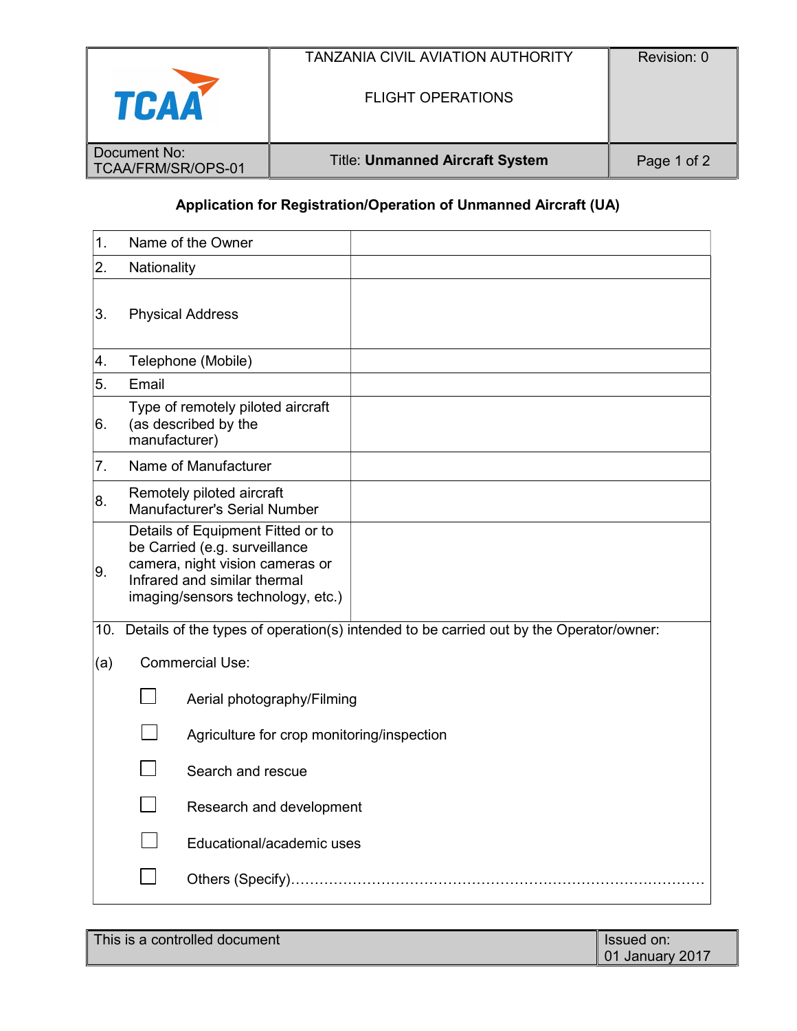## Application for Registration/Operation of Unmanned Aircraft (UA)

| | | |
|---|---|---|
| 1. | Name of the Owner | |
| 2. | Nationality | |
| 3. | Physical Address | |
| 4. | Telephone (Mobile) | |
| 5. | Email | |
| 6. | Type of remotely piloted aircraft (as described by the manufacturer) | |
| 7. | Name of Manufacturer | |
| 8. | Remotely piloted aircraft Manufacturer's Serial Number | |
| 9. | Details of Equipment Fitted or to be Carried (e.g. surveillance camera, night vision cameras or Infrared and similar thermal imaging/sensors technology, etc.) | |

10. Details of the types of operation(s) intended to be carried out by the Operator/owner:

(a) Commercial Use:

- ☐ Aerial photography/Filming
- ☐ Agriculture for crop monitoring/inspection
- ☐ Search and rescue
- ☐ Research and development
- ☐ Educational/academic uses
- ☐ Others (Specify)……………………………………………………………………………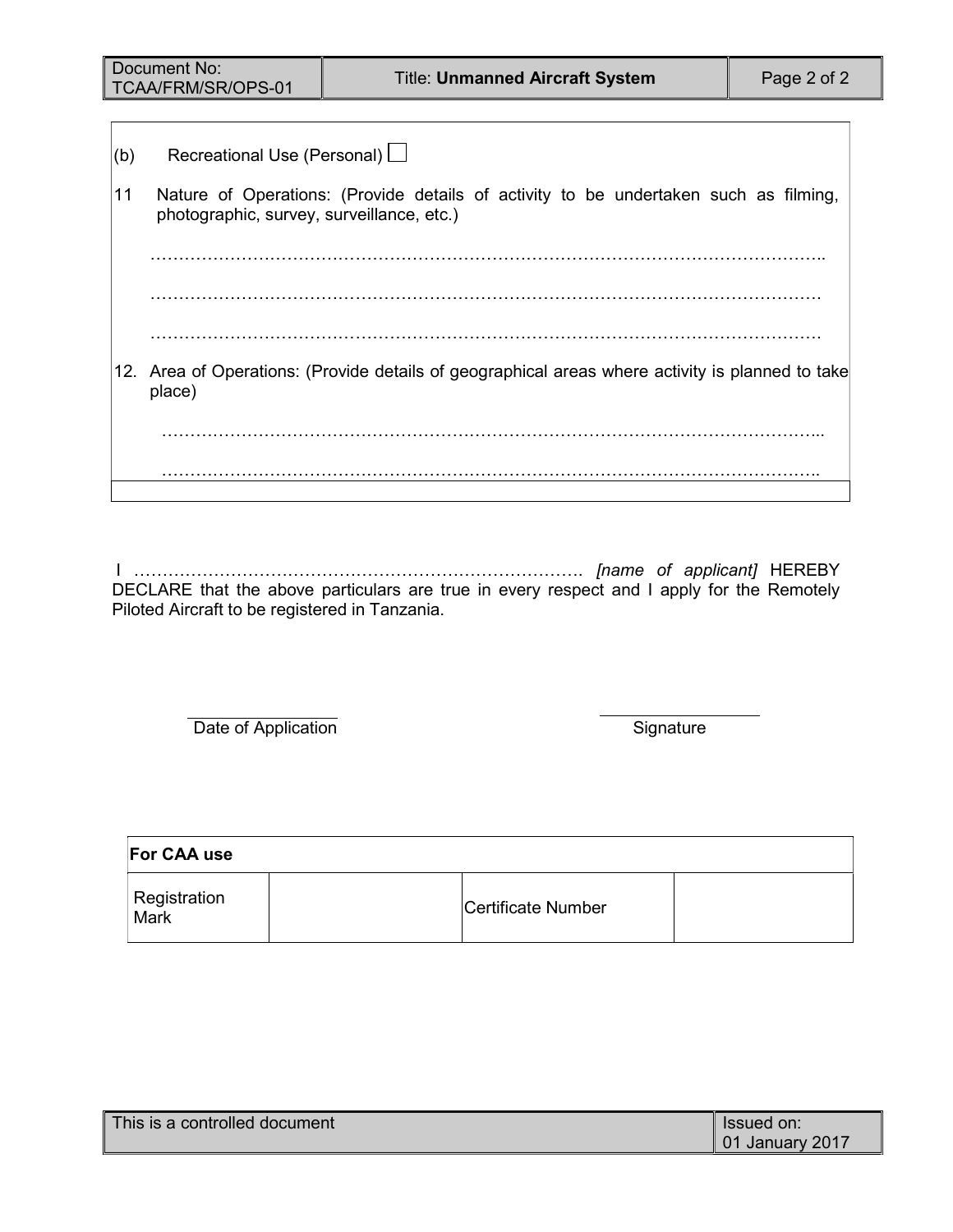(b) Recreational Use (Personal) ☐

11 Nature of Operations: (Provide details of activity to be undertaken such as filming, photographic, survey, surveillance, etc.)

……………………………………………………………………………………………………..

……………………………………………………………………………………………………

……………………………………………………………………………………………………

12. Area of Operations: (Provide details of geographical areas where activity is planned to take place)

……………………………………………………………………………………………………...

……………………………………………………………………………………………………..

I ……………………………………………………………………. *[name of applicant]* HEREBY DECLARE that the above particulars are true in every respect and I apply for the Remotely Piloted Aircraft to be registered in Tanzania.

Date of Application

Signature

| **For CAA use** | | | |
|---|---|---|---|
| Registration Mark | | Certificate Number | |